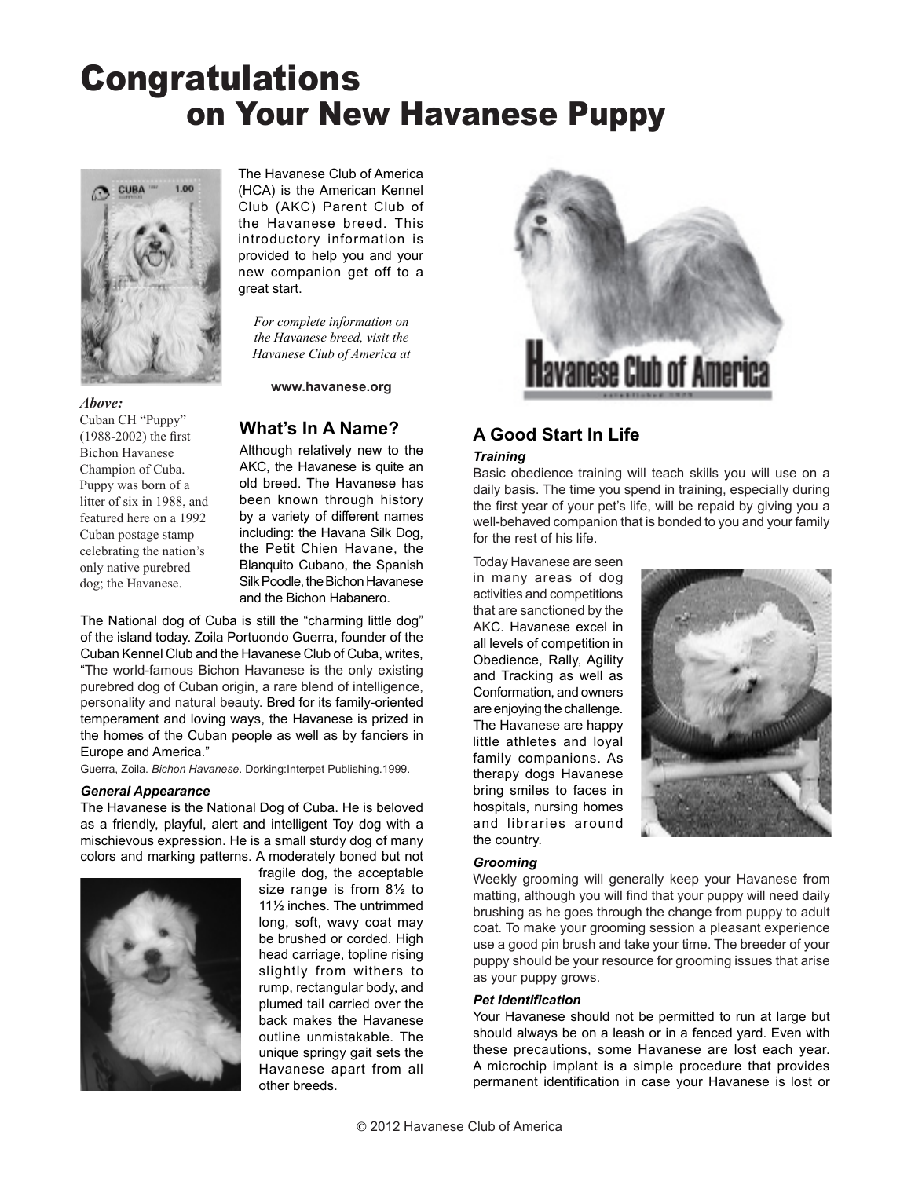# Congratulations on Your New Havanese Puppy

The Havanese Club of America (HCA) is the American Kennel Club (AKC) Parent Club of the Havanese breed. This introductory information is provided to help you and your new companion get off to a great start.

*For complete information on the Havanese breed, visit the Havanese Club of America at*

**www.havanese.org**

***Above:***
Cuban CH "Puppy" (1988-2002) the first Bichon Havanese Champion of Cuba. Puppy was born of a litter of six in 1988, and featured here on a 1992 Cuban postage stamp celebrating the nation's only native purebred dog; the Havanese.

## What's In A Name?

Although relatively new to the AKC, the Havanese is quite an old breed. The Havanese has been known through history by a variety of different names including: the Havana Silk Dog, the Petit Chien Havane, the Blanquito Cubano, the Spanish Silk Poodle, the Bichon Havanese and the Bichon Habanero.

The National dog of Cuba is still the "charming little dog" of the island today. Zoila Portuondo Guerra, founder of the Cuban Kennel Club and the Havanese Club of Cuba, writes, "The world-famous Bichon Havanese is the only existing purebred dog of Cuban origin, a rare blend of intelligence, personality and natural beauty. Bred for its family-oriented temperament and loving ways, the Havanese is prized in the homes of the Cuban people as well as by fanciers in Europe and America."

Guerra, Zoila. *Bichon Havanese*. Dorking:Interpet Publishing.1999.

### *General Appearance*

The Havanese is the National Dog of Cuba. He is beloved as a friendly, playful, alert and intelligent Toy dog with a mischievous expression. He is a small sturdy dog of many colors and marking patterns. A moderately boned but not fragile dog, the acceptable size range is from 8½ to 11½ inches. The untrimmed long, soft, wavy coat may be brushed or corded. High head carriage, topline rising slightly from withers to rump, rectangular body, and plumed tail carried over the back makes the Havanese outline unmistakable. The unique springy gait sets the Havanese apart from all other breeds.

Havanese Club of America

established 1979

## A Good Start In Life

### *Training*

Basic obedience training will teach skills you will use on a daily basis. The time you spend in training, especially during the first year of your pet's life, will be repaid by giving you a well-behaved companion that is bonded to you and your family for the rest of his life.

Today Havanese are seen in many areas of dog activities and competitions that are sanctioned by the AKC. Havanese excel in all levels of competition in Obedience, Rally, Agility and Tracking as well as Conformation, and owners are enjoying the challenge. The Havanese are happy little athletes and loyal family companions. As therapy dogs Havanese bring smiles to faces in hospitals, nursing homes and libraries around the country.

### *Grooming*

Weekly grooming will generally keep your Havanese from matting, although you will find that your puppy will need daily brushing as he goes through the change from puppy to adult coat. To make your grooming session a pleasant experience use a good pin brush and take your time. The breeder of your puppy should be your resource for grooming issues that arise as your puppy grows.

### *Pet Identification*

Your Havanese should not be permitted to run at large but should always be on a leash or in a fenced yard. Even with these precautions, some Havanese are lost each year. A microchip implant is a simple procedure that provides permanent identification in case your Havanese is lost or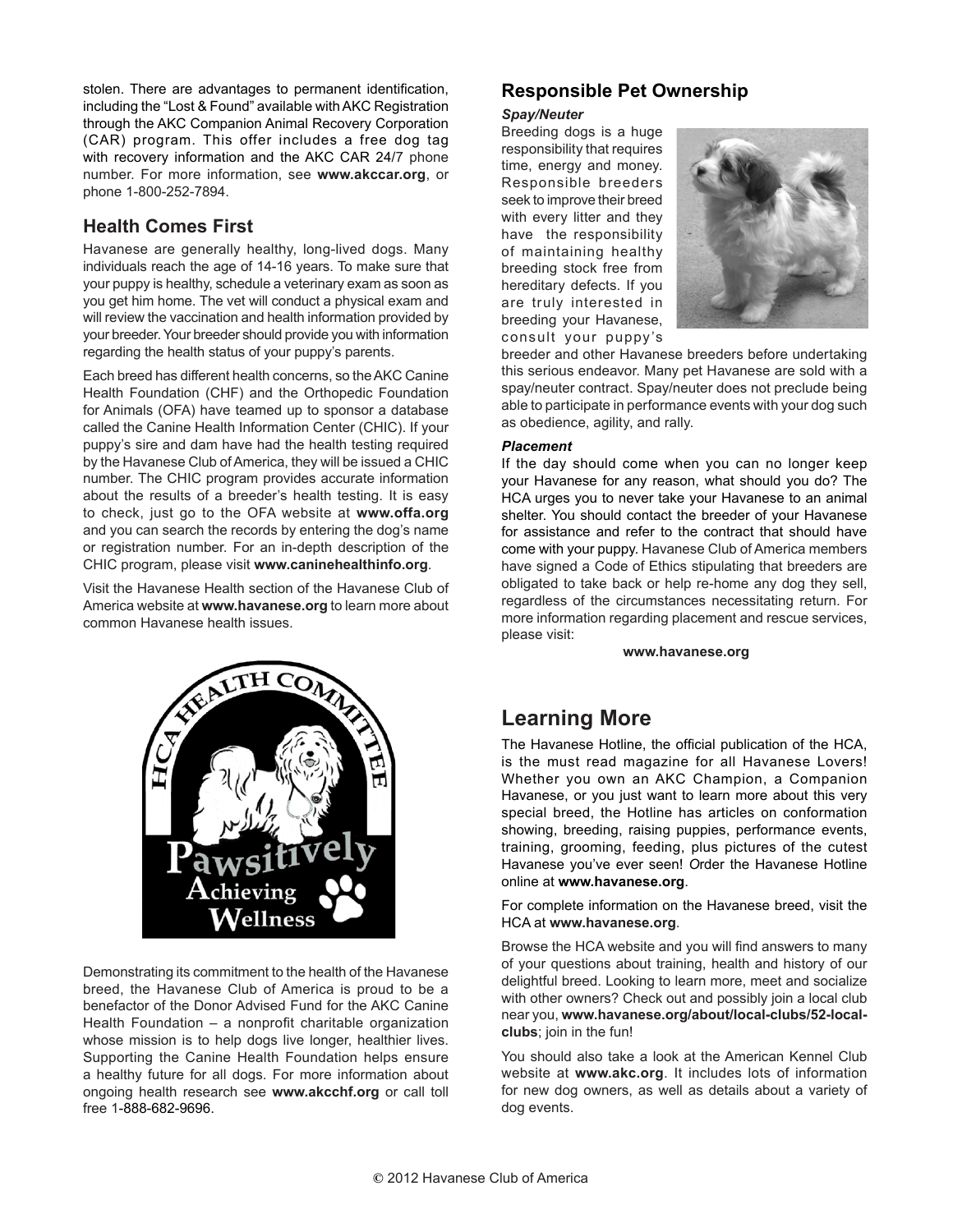stolen. There are advantages to permanent identification, including the "Lost & Found" available with AKC Registration through the AKC Companion Animal Recovery Corporation (CAR) program. This offer includes a free dog tag with recovery information and the AKC CAR 24/7 phone number. For more information, see **www.akccar.org**, or phone 1-800-252-7894.

## Health Comes First

Havanese are generally healthy, long-lived dogs. Many individuals reach the age of 14-16 years. To make sure that your puppy is healthy, schedule a veterinary exam as soon as you get him home. The vet will conduct a physical exam and will review the vaccination and health information provided by your breeder. Your breeder should provide you with information regarding the health status of your puppy's parents.

Each breed has different health concerns, so the AKC Canine Health Foundation (CHF) and the Orthopedic Foundation for Animals (OFA) have teamed up to sponsor a database called the Canine Health Information Center (CHIC). If your puppy's sire and dam have had the health testing required by the Havanese Club of America, they will be issued a CHIC number. The CHIC program provides accurate information about the results of a breeder's health testing. It is easy to check, just go to the OFA website at **www.offa.org** and you can search the records by entering the dog's name or registration number. For an in-depth description of the CHIC program, please visit **www.caninehealthinfo.org**.

Visit the Havanese Health section of the Havanese Club of America website at **www.havanese.org** to learn more about common Havanese health issues.

Demonstrating its commitment to the health of the Havanese breed, the Havanese Club of America is proud to be a benefactor of the Donor Advised Fund for the AKC Canine Health Foundation – a nonprofit charitable organization whose mission is to help dogs live longer, healthier lives. Supporting the Canine Health Foundation helps ensure a healthy future for all dogs. For more information about ongoing health research see **www.akcchf.org** or call toll free 1-888-682-9696.

## Responsible Pet Ownership

***Spay/Neuter***

Breeding dogs is a huge responsibility that requires time, energy and money. Responsible breeders seek to improve their breed with every litter and they have the responsibility of maintaining healthy breeding stock free from hereditary defects. If you are truly interested in breeding your Havanese, consult your puppy's breeder and other Havanese breeders before undertaking this serious endeavor. Many pet Havanese are sold with a spay/neuter contract. Spay/neuter does not preclude being able to participate in performance events with your dog such as obedience, agility, and rally.

***Placement***

If the day should come when you can no longer keep your Havanese for any reason, what should you do? The HCA urges you to never take your Havanese to an animal shelter. You should contact the breeder of your Havanese for assistance and refer to the contract that should have come with your puppy. Havanese Club of America members have signed a Code of Ethics stipulating that breeders are obligated to take back or help re-home any dog they sell, regardless of the circumstances necessitating return. For more information regarding placement and rescue services, please visit:

**www.havanese.org**

# Learning More

The Havanese Hotline, the official publication of the HCA, is the must read magazine for all Havanese Lovers! Whether you own an AKC Champion, a Companion Havanese, or you just want to learn more about this very special breed, the Hotline has articles on conformation showing, breeding, raising puppies, performance events, training, grooming, feeding, plus pictures of the cutest Havanese you've ever seen! Order the Havanese Hotline online at **www.havanese.org**.

For complete information on the Havanese breed, visit the HCA at **www.havanese.org**.

Browse the HCA website and you will find answers to many of your questions about training, health and history of our delightful breed. Looking to learn more, meet and socialize with other owners? Check out and possibly join a local club near you, **www.havanese.org/about/local-clubs/52-local-clubs**; join in the fun!

You should also take a look at the American Kennel Club website at **www.akc.org**. It includes lots of information for new dog owners, as well as details about a variety of dog events.

© 2012 Havanese Club of America